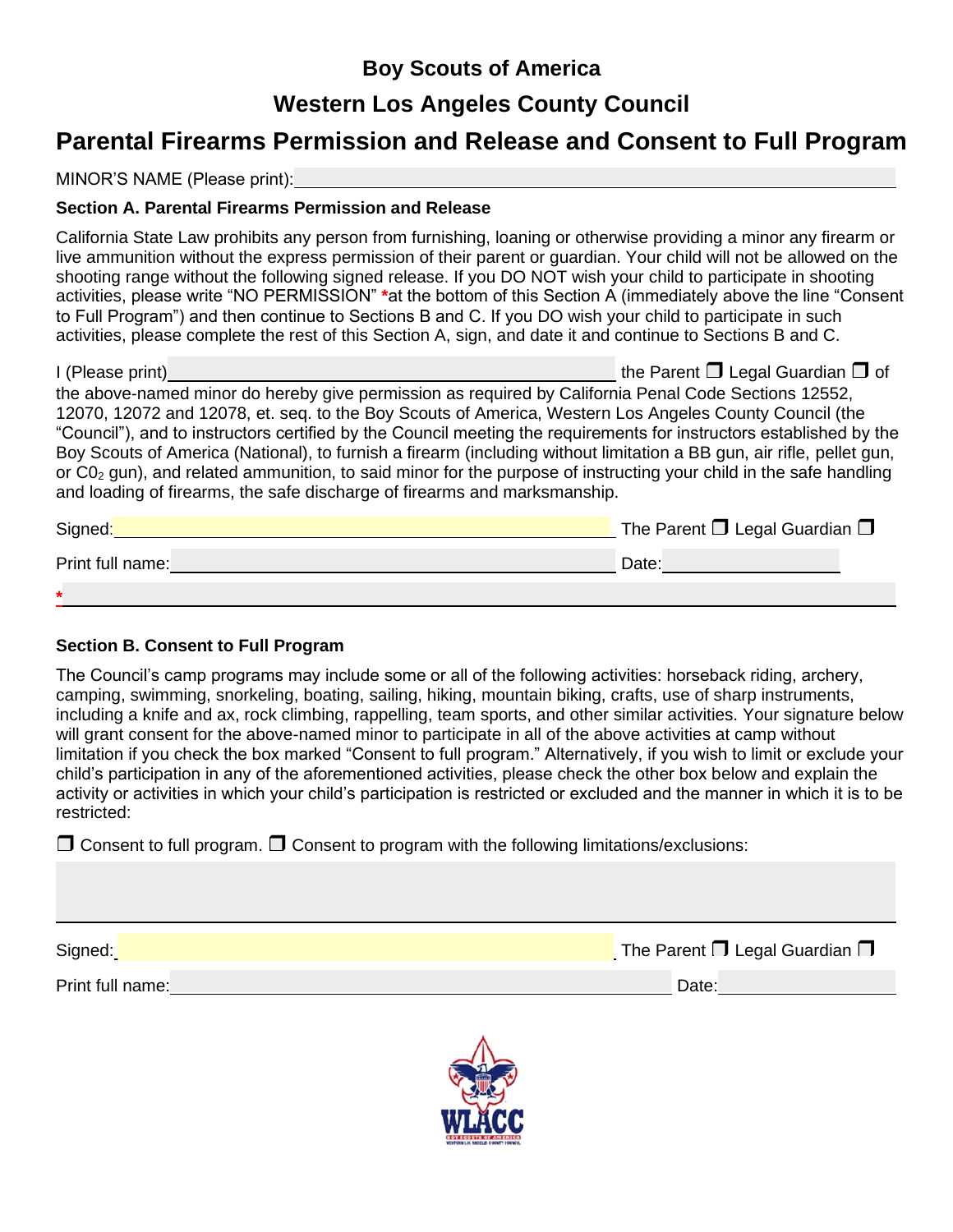# Boy Scouts of America

## Western Los Angeles County Council

## Parental Firearms Permission and Release and Consent to Full Program

MINOR'S NAME (Please print): ______________________________

**Section A. Parental Firearms Permission and Release**

California State Law prohibits any person from furnishing, loaning or otherwise providing a minor any firearm or live ammunition without the express permission of their parent or guardian. Your child will not be allowed on the shooting range without the following signed release. If you DO NOT wish your child to participate in shooting activities, please write "NO PERMISSION" *at the bottom of this Section A (immediately above the line "Consent to Full Program") and then continue to Sections B and C. If you DO wish your child to participate in such activities, please complete the rest of this Section A, sign, and date it and continue to Sections B and C.

I (Please print) ______________________________ the Parent ❒ Legal Guardian ❒ of the above-named minor do hereby give permission as required by California Penal Code Sections 12552, 12070, 12072 and 12078, et. seq. to the Boy Scouts of America, Western Los Angeles County Council (the "Council"), and to instructors certified by the Council meeting the requirements for instructors established by the Boy Scouts of America (National), to furnish a firearm (including without limitation a BB gun, air rifle, pellet gun, or $C0_2$ gun), and related ammunition, to said minor for the purpose of instructing your child in the safe handling and loading of firearms, the safe discharge of firearms and marksmanship.

Signed: ______________________________ The Parent ❒ Legal Guardian ❒

Print full name: ______________________________ Date: ______________

* ______________________________

**Section B. Consent to Full Program**

The Council's camp programs may include some or all of the following activities: horseback riding, archery, camping, swimming, snorkeling, boating, sailing, hiking, mountain biking, crafts, use of sharp instruments, including a knife and ax, rock climbing, rappelling, team sports, and other similar activities. Your signature below will grant consent for the above-named minor to participate in all of the above activities at camp without limitation if you check the box marked "Consent to full program." Alternatively, if you wish to limit or exclude your child's participation in any of the aforementioned activities, please check the other box below and explain the activity or activities in which your child's participation is restricted or excluded and the manner in which it is to be restricted:

❒ Consent to full program. ❒ Consent to program with the following limitations/exclusions:

______________________________

Signed: ______________________________ The Parent ❒ Legal Guardian ❒

Print full name: ______________________________ Date: ______________

WLACC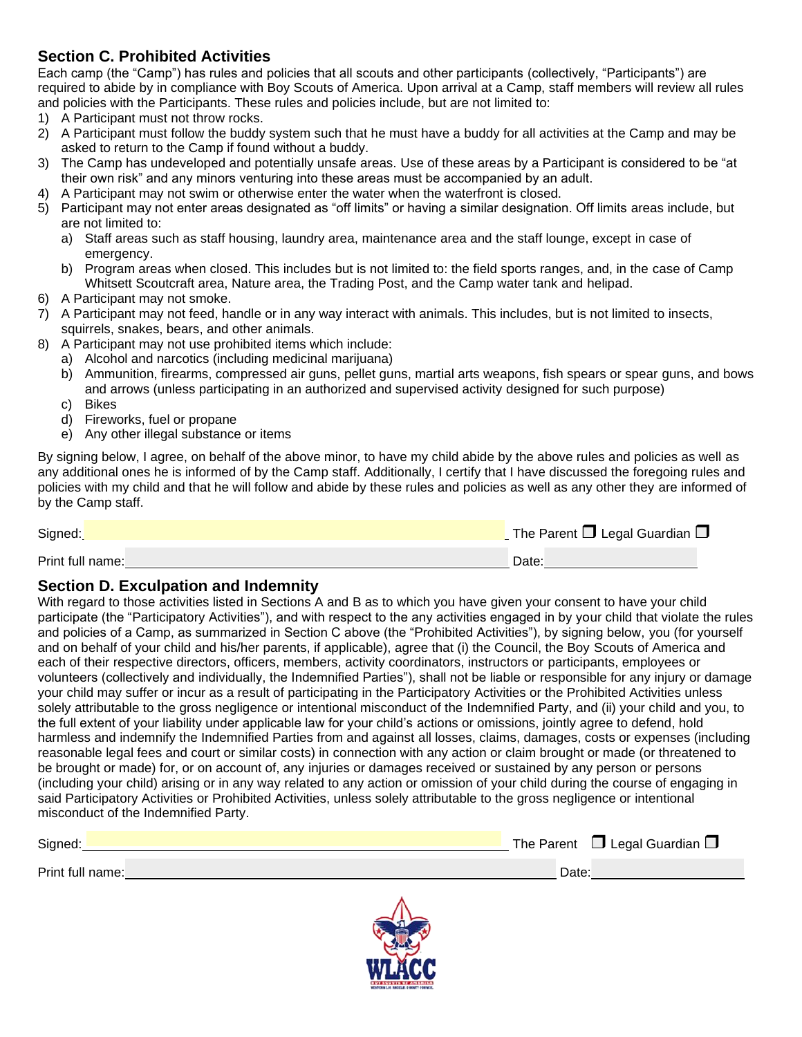## Section C. Prohibited Activities

Each camp (the "Camp") has rules and policies that all scouts and other participants (collectively, "Participants") are required to abide by in compliance with Boy Scouts of America. Upon arrival at a Camp, staff members will review all rules and policies with the Participants. These rules and policies include, but are not limited to:

1) A Participant must not throw rocks.
2) A Participant must follow the buddy system such that he must have a buddy for all activities at the Camp and may be asked to return to the Camp if found without a buddy.
3) The Camp has undeveloped and potentially unsafe areas. Use of these areas by a Participant is considered to be "at their own risk" and any minors venturing into these areas must be accompanied by an adult.
4) A Participant may not swim or otherwise enter the water when the waterfront is closed.
5) Participant may not enter areas designated as "off limits" or having a similar designation. Off limits areas include, but are not limited to:
   a) Staff areas such as staff housing, laundry area, maintenance area and the staff lounge, except in case of emergency.
   b) Program areas when closed. This includes but is not limited to: the field sports ranges, and, in the case of Camp Whitsett Scoutcraft area, Nature area, the Trading Post, and the Camp water tank and helipad.
6) A Participant may not smoke.
7) A Participant may not feed, handle or in any way interact with animals. This includes, but is not limited to insects, squirrels, snakes, bears, and other animals.
8) A Participant may not use prohibited items which include:
   a) Alcohol and narcotics (including medicinal marijuana)
   b) Ammunition, firearms, compressed air guns, pellet guns, martial arts weapons, fish spears or spear guns, and bows and arrows (unless participating in an authorized and supervised activity designed for such purpose)
   c) Bikes
   d) Fireworks, fuel or propane
   e) Any other illegal substance or items

By signing below, I agree, on behalf of the above minor, to have my child abide by the above rules and policies as well as any additional ones he is informed of by the Camp staff. Additionally, I certify that I have discussed the foregoing rules and policies with my child and that he will follow and abide by these rules and policies as well as any other they are informed of by the Camp staff.

Signed:\_\_\_\_\_\_\_\_\_\_\_\_\_\_\_\_\_\_\_\_\_\_\_\_\_\_\_\_ The Parent ☐ Legal Guardian ☐

Print full name:\_\_\_\_\_\_\_\_\_\_\_\_\_\_\_\_\_\_\_\_\_\_\_\_\_\_\_\_ Date:\_\_\_\_\_\_\_\_\_\_\_\_

## Section D. Exculpation and Indemnity

With regard to those activities listed in Sections A and B as to which you have given your consent to have your child participate (the "Participatory Activities"), and with respect to the any activities engaged in by your child that violate the rules and policies of a Camp, as summarized in Section C above (the "Prohibited Activities"), by signing below, you (for yourself and on behalf of your child and his/her parents, if applicable), agree that (i) the Council, the Boy Scouts of America and each of their respective directors, officers, members, activity coordinators, instructors or participants, employees or volunteers (collectively and individually, the Indemnified Parties"), shall not be liable or responsible for any injury or damage your child may suffer or incur as a result of participating in the Participatory Activities or the Prohibited Activities unless solely attributable to the gross negligence or intentional misconduct of the Indemnified Party, and (ii) your child and you, to the full extent of your liability under applicable law for your child's actions or omissions, jointly agree to defend, hold harmless and indemnify the Indemnified Parties from and against all losses, claims, damages, costs or expenses (including reasonable legal fees and court or similar costs) in connection with any action or claim brought or made (or threatened to be brought or made) for, or on account of, any injuries or damages received or sustained by any person or persons (including your child) arising or in any way related to any action or omission of your child during the course of engaging in said Participatory Activities or Prohibited Activities, unless solely attributable to the gross negligence or intentional misconduct of the Indemnified Party.

Signed:\_\_\_\_\_\_\_\_\_\_\_\_\_\_\_\_\_\_\_\_\_\_\_\_\_\_\_\_ The Parent ☐ Legal Guardian ☐

Print full name:\_\_\_\_\_\_\_\_\_\_\_\_\_\_\_\_\_\_\_\_\_\_\_\_\_\_\_\_ Date:\_\_\_\_\_\_\_\_\_\_\_\_

WLACC